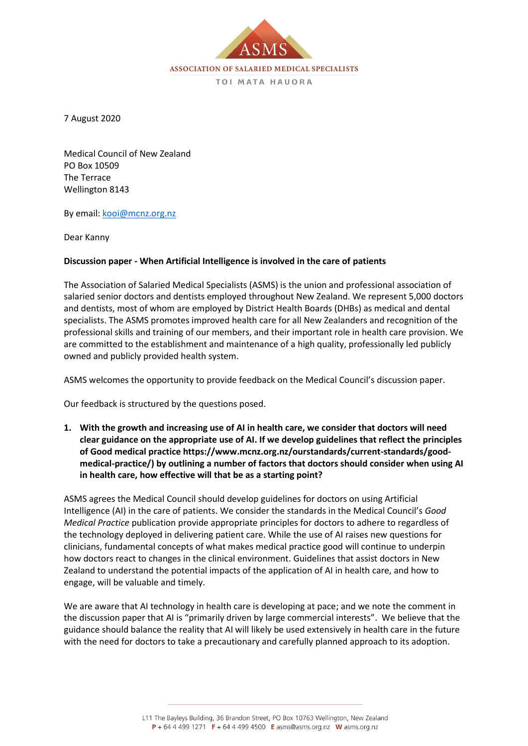ASMS

ASSOCIATION OF SALARIED MEDICAL SPECIALISTS

TOI MATA HAUORA

7 August 2020

Medical Council of New Zealand
PO Box 10509
The Terrace
Wellington 8143

By email: kooi@mcnz.org.nz

Dear Kanny

**Discussion paper - When Artificial Intelligence is involved in the care of patients**

The Association of Salaried Medical Specialists (ASMS) is the union and professional association of salaried senior doctors and dentists employed throughout New Zealand. We represent 5,000 doctors and dentists, most of whom are employed by District Health Boards (DHBs) as medical and dental specialists. The ASMS promotes improved health care for all New Zealanders and recognition of the professional skills and training of our members, and their important role in health care provision. We are committed to the establishment and maintenance of a high quality, professionally led publicly owned and publicly provided health system.

ASMS welcomes the opportunity to provide feedback on the Medical Council's discussion paper.

Our feedback is structured by the questions posed.

1. **With the growth and increasing use of AI in health care, we consider that doctors will need clear guidance on the appropriate use of AI. If we develop guidelines that reflect the principles of Good medical practice https://www.mcnz.org.nz/ourstandards/current-standards/good-medical-practice/) by outlining a number of factors that doctors should consider when using AI in health care, how effective will that be as a starting point?**

ASMS agrees the Medical Council should develop guidelines for doctors on using Artificial Intelligence (AI) in the care of patients. We consider the standards in the Medical Council's *Good Medical Practice* publication provide appropriate principles for doctors to adhere to regardless of the technology deployed in delivering patient care. While the use of AI raises new questions for clinicians, fundamental concepts of what makes medical practice good will continue to underpin how doctors react to changes in the clinical environment. Guidelines that assist doctors in New Zealand to understand the potential impacts of the application of AI in health care, and how to engage, will be valuable and timely.

We are aware that AI technology in health care is developing at pace; and we note the comment in the discussion paper that AI is "primarily driven by large commercial interests". We believe that the guidance should balance the reality that AI will likely be used extensively in health care in the future with the need for doctors to take a precautionary and carefully planned approach to its adoption.

L11 The Bayleys Building, 36 Brandon Street, PO Box 10763 Wellington, New Zealand
**P** + 64 4 499 1271 **F** + 64 4 499 4500 **E** asms@asms.org.nz **W** asms.org.nz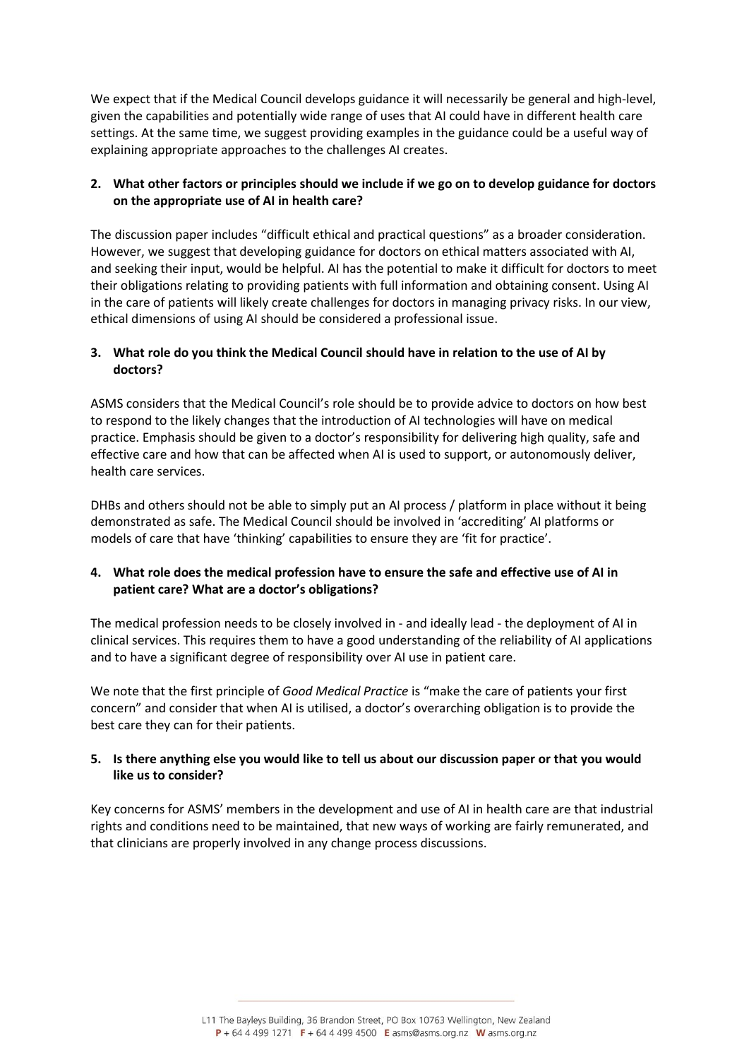We expect that if the Medical Council develops guidance it will necessarily be general and high-level, given the capabilities and potentially wide range of uses that AI could have in different health care settings. At the same time, we suggest providing examples in the guidance could be a useful way of explaining appropriate approaches to the challenges AI creates.

**2. What other factors or principles should we include if we go on to develop guidance for doctors on the appropriate use of AI in health care?**

The discussion paper includes "difficult ethical and practical questions" as a broader consideration. However, we suggest that developing guidance for doctors on ethical matters associated with AI, and seeking their input, would be helpful. AI has the potential to make it difficult for doctors to meet their obligations relating to providing patients with full information and obtaining consent. Using AI in the care of patients will likely create challenges for doctors in managing privacy risks. In our view, ethical dimensions of using AI should be considered a professional issue.

**3. What role do you think the Medical Council should have in relation to the use of AI by doctors?**

ASMS considers that the Medical Council's role should be to provide advice to doctors on how best to respond to the likely changes that the introduction of AI technologies will have on medical practice. Emphasis should be given to a doctor's responsibility for delivering high quality, safe and effective care and how that can be affected when AI is used to support, or autonomously deliver, health care services.

DHBs and others should not be able to simply put an AI process / platform in place without it being demonstrated as safe. The Medical Council should be involved in 'accrediting' AI platforms or models of care that have 'thinking' capabilities to ensure they are 'fit for practice'.

**4. What role does the medical profession have to ensure the safe and effective use of AI in patient care? What are a doctor's obligations?**

The medical profession needs to be closely involved in - and ideally lead - the deployment of AI in clinical services. This requires them to have a good understanding of the reliability of AI applications and to have a significant degree of responsibility over AI use in patient care.

We note that the first principle of *Good Medical Practice* is "make the care of patients your first concern" and consider that when AI is utilised, a doctor's overarching obligation is to provide the best care they can for their patients.

**5. Is there anything else you would like to tell us about our discussion paper or that you would like us to consider?**

Key concerns for ASMS' members in the development and use of AI in health care are that industrial rights and conditions need to be maintained, that new ways of working are fairly remunerated, and that clinicians are properly involved in any change process discussions.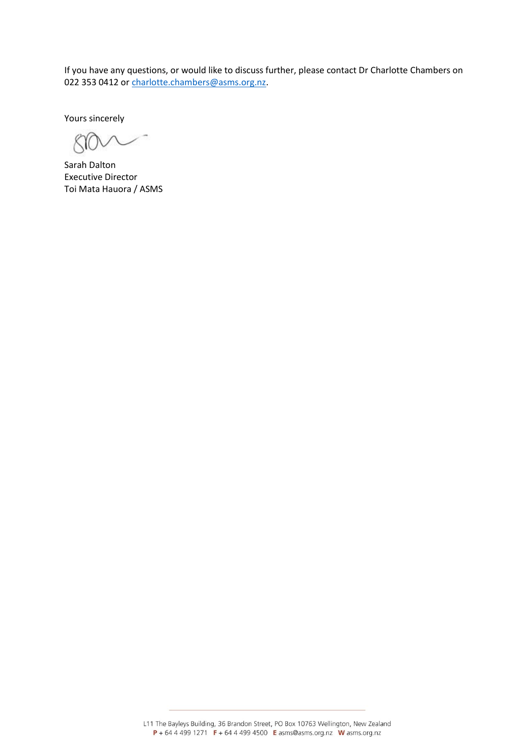If you have any questions, or would like to discuss further, please contact Dr Charlotte Chambers on 022 353 0412 or charlotte.chambers@asms.org.nz.

Yours sincerely

Sarah Dalton  
Executive Director  
Toi Mata Hauora / ASMS

L11 The Bayleys Building, 36 Brandon Street, PO Box 10763 Wellington, New Zealand  
**P** + 64 4 499 1271 **F** + 64 4 499 4500 **E** asms@asms.org.nz **W** asms.org.nz